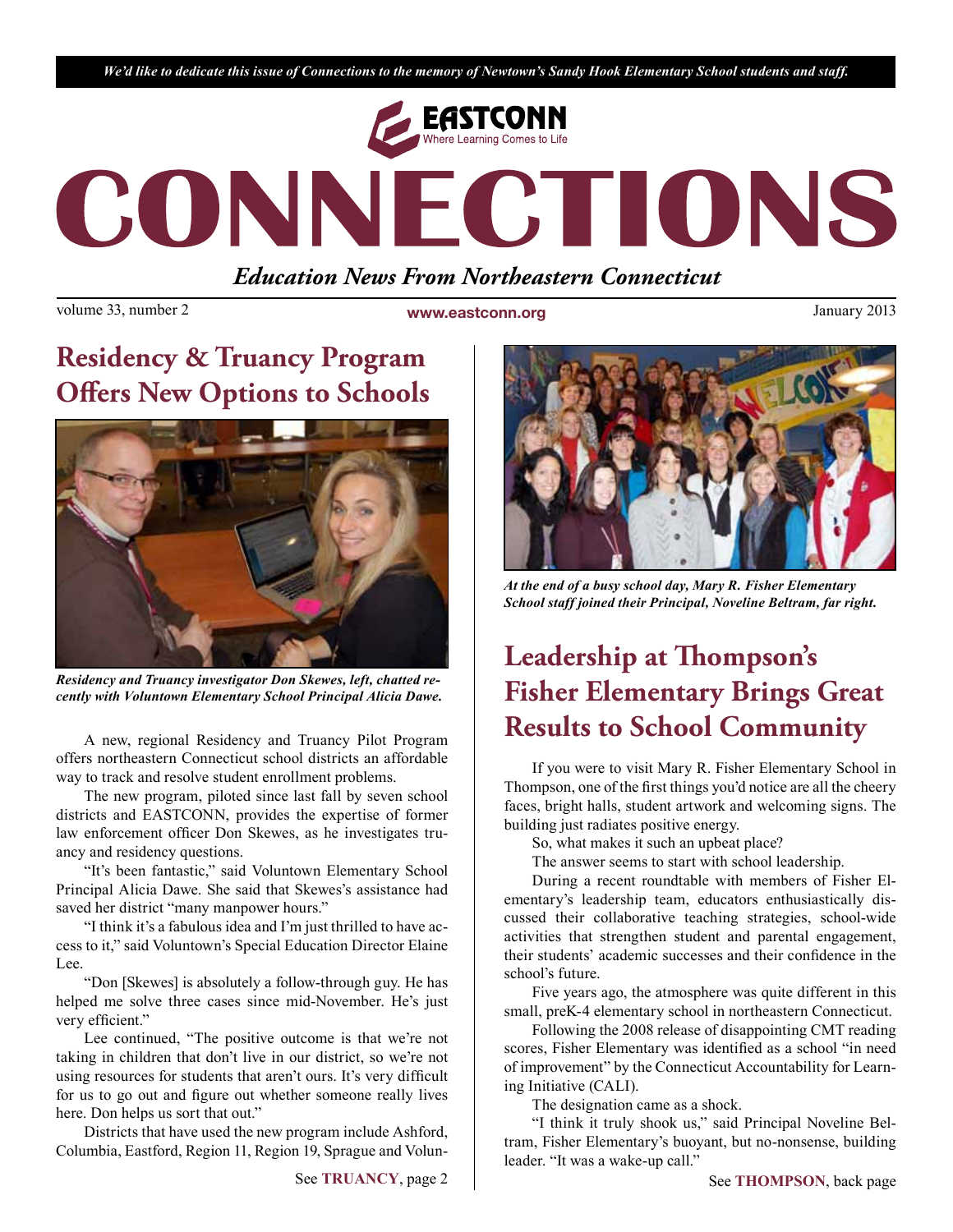*We'd like to dedicate this issue of Connections to the memory of Newtown's Sandy Hook Elementary School students and staff.*

EASTCONN
Where Learning Comes to Life

# CONNECTIONS

***Education News From Northeastern Connecticut***

volume 33, number 2 | www.eastconn.org | January 2013

## Residency & Truancy Program Offers New Options to Schools

***Residency and Truancy investigator Don Skewes, left, chatted recently with Voluntown Elementary School Principal Alicia Dawe.***

A new, regional Residency and Truancy Pilot Program offers northeastern Connecticut school districts an affordable way to track and resolve student enrollment problems.

The new program, piloted since last fall by seven school districts and EASTCONN, provides the expertise of former law enforcement officer Don Skewes, as he investigates truancy and residency questions.

"It's been fantastic," said Voluntown Elementary School Principal Alicia Dawe. She said that Skewes's assistance had saved her district "many manpower hours."

"I think it's a fabulous idea and I'm just thrilled to have access to it," said Voluntown's Special Education Director Elaine Lee.

"Don [Skewes] is absolutely a follow-through guy. He has helped me solve three cases since mid-November. He's just very efficient."

Lee continued, "The positive outcome is that we're not taking in children that don't live in our district, so we're not using resources for students that aren't ours. It's very difficult for us to go out and figure out whether someone really lives here. Don helps us sort that out."

Districts that have used the new program include Ashford, Columbia, Eastford, Region 11, Region 19, Sprague and Volun-

See **TRUANCY**, page 2

***At the end of a busy school day, Mary R. Fisher Elementary School staff joined their Principal, Noveline Beltram, far right.***

## Leadership at Thompson's Fisher Elementary Brings Great Results to School Community

If you were to visit Mary R. Fisher Elementary School in Thompson, one of the first things you'd notice are all the cheery faces, bright halls, student artwork and welcoming signs. The building just radiates positive energy.

So, what makes it such an upbeat place?

The answer seems to start with school leadership.

During a recent roundtable with members of Fisher Elementary's leadership team, educators enthusiastically discussed their collaborative teaching strategies, school-wide activities that strengthen student and parental engagement, their students' academic successes and their confidence in the school's future.

Five years ago, the atmosphere was quite different in this small, preK-4 elementary school in northeastern Connecticut.

Following the 2008 release of disappointing CMT reading scores, Fisher Elementary was identified as a school "in need of improvement" by the Connecticut Accountability for Learning Initiative (CALI).

The designation came as a shock.

"I think it truly shook us," said Principal Noveline Beltram, Fisher Elementary's buoyant, but no-nonsense, building leader. "It was a wake-up call."

See **THOMPSON**, back page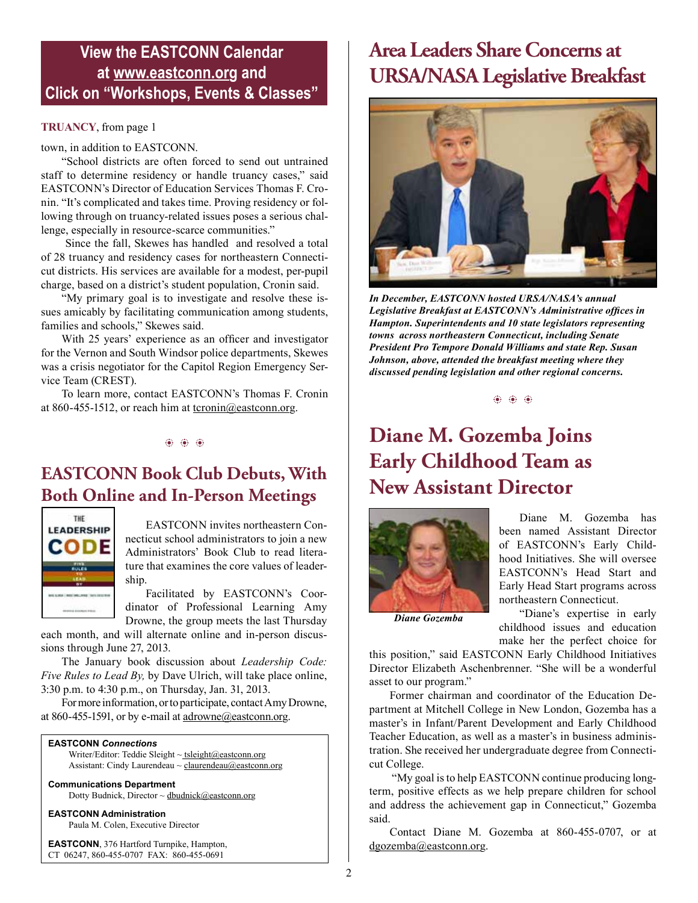**View the EASTCONN Calendar at www.eastconn.org and Click on "Workshops, Events & Classes"**

**TRUANCY**, from page 1

town, in addition to EASTCONN.

"School districts are often forced to send out untrained staff to determine residency or handle truancy cases," said EASTCONN's Director of Education Services Thomas F. Cronin. "It's complicated and takes time. Proving residency or following through on truancy-related issues poses a serious challenge, especially in resource-scarce communities."

Since the fall, Skewes has handled and resolved a total of 28 truancy and residency cases for northeastern Connecticut districts. His services are available for a modest, per-pupil charge, based on a district's student population, Cronin said.

"My primary goal is to investigate and resolve these issues amicably by facilitating communication among students, families and schools," Skewes said.

With 25 years' experience as an officer and investigator for the Vernon and South Windsor police departments, Skewes was a crisis negotiator for the Capitol Region Emergency Service Team (CREST).

To learn more, contact EASTCONN's Thomas F. Cronin at 860-455-1512, or reach him at tcronin@eastconn.org.

## EASTCONN Book Club Debuts, With Both Online and In-Person Meetings

EASTCONN invites northeastern Connecticut school administrators to join a new Administrators' Book Club to read literature that examines the core values of leadership.

Facilitated by EASTCONN's Coordinator of Professional Learning Amy Drowne, the group meets the last Thursday each month, and will alternate online and in-person discussions through June 27, 2013.

The January book discussion about *Leadership Code: Five Rules to Lead By,* by Dave Ulrich, will take place online, 3:30 p.m. to 4:30 p.m., on Thursday, Jan. 31, 2013.

For more information, or to participate, contact Amy Drowne, at 860-455-1591, or by e-mail at adrowne@eastconn.org.

**EASTCONN *Connections***
Writer/Editor: Teddie Sleight ~ tsleight@eastconn.org
Assistant: Cindy Laurendeau ~ claurendeau@eastconn.org

**Communications Department**
Dotty Budnick, Director ~ dbudnick@eastconn.org

**EASTCONN Administration**
Paula M. Colen, Executive Director

**EASTCONN**, 376 Hartford Turnpike, Hampton, CT 06247, 860-455-0707 FAX: 860-455-0691

## Area Leaders Share Concerns at URSA/NASA Legislative Breakfast

*In December, EASTCONN hosted URSA/NASA's annual Legislative Breakfast at EASTCONN's Administrative offices in Hampton. Superintendents and 10 state legislators representing towns across northeastern Connecticut, including Senate President Pro Tempore Donald Williams and state Rep. Susan Johnson, above, attended the breakfast meeting where they discussed pending legislation and other regional concerns.*

## Diane M. Gozemba Joins Early Childhood Team as New Assistant Director

*Diane Gozemba*

Diane M. Gozemba has been named Assistant Director of EASTCONN's Early Childhood Initiatives. She will oversee EASTCONN's Head Start and Early Head Start programs across northeastern Connecticut.

"Diane's expertise in early childhood issues and education make her the perfect choice for this position," said EASTCONN Early Childhood Initiatives Director Elizabeth Aschenbrenner. "She will be a wonderful asset to our program."

Former chairman and coordinator of the Education Department at Mitchell College in New London, Gozemba has a master's in Infant/Parent Development and Early Childhood Teacher Education, as well as a master's in business administration. She received her undergraduate degree from Connecticut College.

"My goal is to help EASTCONN continue producing long-term, positive effects as we help prepare children for school and address the achievement gap in Connecticut," Gozemba said.

Contact Diane M. Gozemba at 860-455-0707, or at dgozemba@eastconn.org.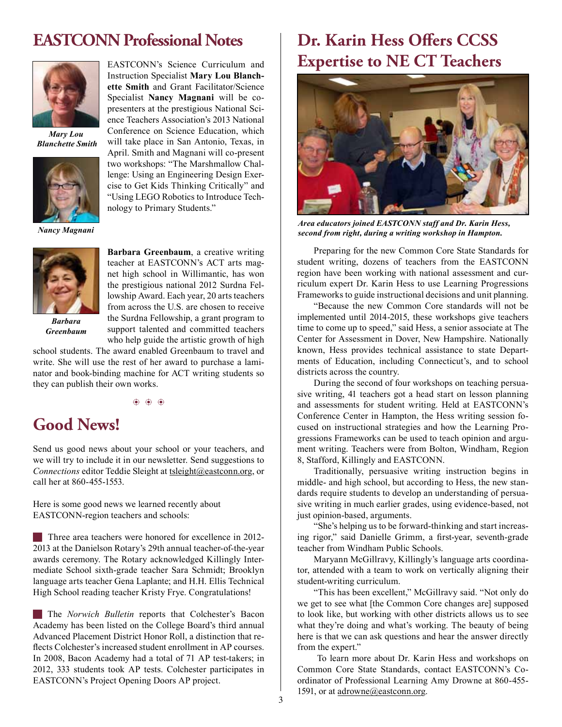## EASTCONN Professional Notes

*Mary Lou Blanchette Smith*

*Nancy Magnani*

EASTCONN's Science Curriculum and Instruction Specialist **Mary Lou Blanchette Smith** and Grant Facilitator/Science Specialist **Nancy Magnani** will be co-presenters at the prestigious National Science Teachers Association's 2013 National Conference on Science Education, which will take place in San Antonio, Texas, in April. Smith and Magnani will co-present two workshops: "The Marshmallow Challenge: Using an Engineering Design Exercise to Get Kids Thinking Critically" and "Using LEGO Robotics to Introduce Technology to Primary Students."

*Barbara Greenbaum*

**Barbara Greenbaum**, a creative writing teacher at EASTCONN's ACT arts magnet high school in Willimantic, has won the prestigious national 2012 Surdna Fellowship Award. Each year, 20 arts teachers from across the U.S. are chosen to receive the Surdna Fellowship, a grant program to support talented and committed teachers who help guide the artistic growth of high school students. The award enabled Greenbaum to travel and write. She will use the rest of her award to purchase a laminator and book-binding machine for ACT writing students so they can publish their own works.

## Good News!

Send us good news about your school or your teachers, and we will try to include it in our newsletter. Send suggestions to *Connections* editor Teddie Sleight at tsleight@eastconn.org, or call her at 860-455-1553.

Here is some good news we learned recently about EASTCONN-region teachers and schools:

- Three area teachers were honored for excellence in 2012-2013 at the Danielson Rotary's 29th annual teacher-of-the-year awards ceremony. The Rotary acknowledged Killingly Intermediate School sixth-grade teacher Sara Schmidt; Brooklyn language arts teacher Gena Laplante; and H.H. Ellis Technical High School reading teacher Kristy Frye. Congratulations!

- The *Norwich Bulletin* reports that Colchester's Bacon Academy has been listed on the College Board's third annual Advanced Placement District Honor Roll, a distinction that reflects Colchester's increased student enrollment in AP courses. In 2008, Bacon Academy had a total of 71 AP test-takers; in 2012, 333 students took AP tests. Colchester participates in EASTCONN's Project Opening Doors AP project.

## Dr. Karin Hess Offers CCSS Expertise to NE CT Teachers

***Area educators joined EASTCONN staff and Dr. Karin Hess, second from right, during a writing workshop in Hampton.***

Preparing for the new Common Core State Standards for student writing, dozens of teachers from the EASTCONN region have been working with national assessment and curriculum expert Dr. Karin Hess to use Learning Progressions Frameworks to guide instructional decisions and unit planning.

"Because the new Common Core standards will not be implemented until 2014-2015, these workshops give teachers time to come up to speed," said Hess, a senior associate at The Center for Assessment in Dover, New Hampshire. Nationally known, Hess provides technical assistance to state Departments of Education, including Connecticut's, and to school districts across the country.

During the second of four workshops on teaching persuasive writing, 41 teachers got a head start on lesson planning and assessments for student writing. Held at EASTCONN's Conference Center in Hampton, the Hess writing session focused on instructional strategies and how the Learning Progressions Frameworks can be used to teach opinion and argument writing. Teachers were from Bolton, Windham, Region 8, Stafford, Killingly and EASTCONN.

Traditionally, persuasive writing instruction begins in middle- and high school, but according to Hess, the new standards require students to develop an understanding of persuasive writing in much earlier grades, using evidence-based, not just opinion-based, arguments.

"She's helping us to be forward-thinking and start increasing rigor," said Danielle Grimm, a first-year, seventh-grade teacher from Windham Public Schools.

Maryann McGillravy, Killingly's language arts coordinator, attended with a team to work on vertically aligning their student-writing curriculum.

"This has been excellent," McGillravy said. "Not only do we get to see what [the Common Core changes are] supposed to look like, but working with other districts allows us to see what they're doing and what's working. The beauty of being here is that we can ask questions and hear the answer directly from the expert."

To learn more about Dr. Karin Hess and workshops on Common Core State Standards, contact EASTCONN's Coordinator of Professional Learning Amy Drowne at 860-455-1591, or at adrowne@eastconn.org.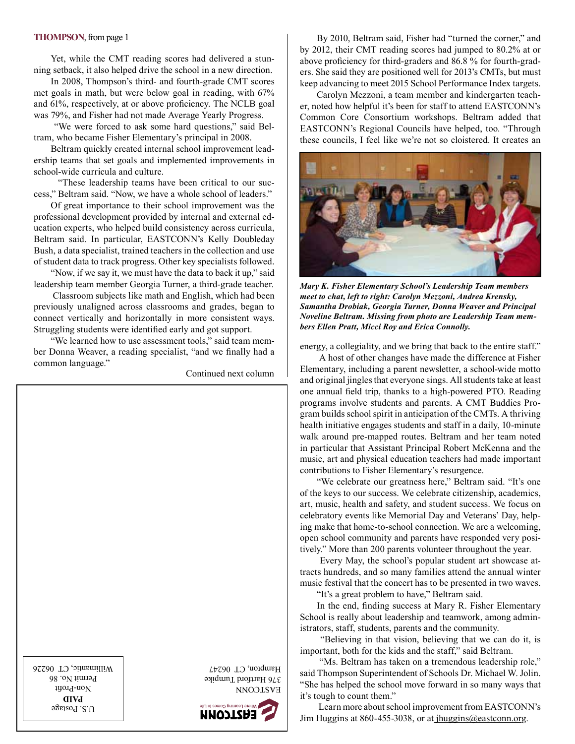**THOMPSON**, from page 1

Yet, while the CMT reading scores had delivered a stunning setback, it also helped drive the school in a new direction.

In 2008, Thompson's third- and fourth-grade CMT scores met goals in math, but were below goal in reading, with 67% and 61%, respectively, at or above proficiency. The NCLB goal was 79%, and Fisher had not made Average Yearly Progress.

"We were forced to ask some hard questions," said Beltram, who became Fisher Elementary's principal in 2008.

Beltram quickly created internal school improvement leadership teams that set goals and implemented improvements in school-wide curricula and culture.

"These leadership teams have been critical to our success," Beltram said. "Now, we have a whole school of leaders."

Of great importance to their school improvement was the professional development provided by internal and external education experts, who helped build consistency across curricula, Beltram said. In particular, EASTCONN's Kelly Doubleday Bush, a data specialist, trained teachers in the collection and use of student data to track progress. Other key specialists followed.

"Now, if we say it, we must have the data to back it up," said leadership team member Georgia Turner, a third-grade teacher.

Classroom subjects like math and English, which had been previously unaligned across classrooms and grades, began to connect vertically and horizontally in more consistent ways. Struggling students were identified early and got support.

"We learned how to use assessment tools," said team member Donna Weaver, a reading specialist, "and we finally had a common language."

Continued next column

By 2010, Beltram said, Fisher had "turned the corner," and by 2012, their CMT reading scores had jumped to 80.2% at or above proficiency for third-graders and 86.8 % for fourth-graders. She said they are positioned well for 2013's CMTs, but must keep advancing to meet 2015 School Performance Index targets.

Carolyn Mezzoni, a team member and kindergarten teacher, noted how helpful it's been for staff to attend EASTCONN's Common Core Consortium workshops. Beltram added that EASTCONN's Regional Councils have helped, too. "Through these councils, I feel like we're not so cloistered. It creates an energy, a collegiality, and we bring that back to the entire staff."

***Mary K. Fisher Elementary School's Leadership Team members meet to chat, left to right: Carolyn Mezzoni, Andrea Krensky, Samantha Drobiak, Georgia Turner, Donna Weaver and Principal Noveline Beltram. Missing from photo are Leadership Team members Ellen Pratt, Micci Roy and Erica Connolly.***

A host of other changes have made the difference at Fisher Elementary, including a parent newsletter, a school-wide motto and original jingles that everyone sings. All students take at least one annual field trip, thanks to a high-powered PTO. Reading programs involve students and parents. A CMT Buddies Program builds school spirit in anticipation of the CMTs. A thriving health initiative engages students and staff in a daily, 10-minute walk around pre-mapped routes. Beltram and her team noted in particular that Assistant Principal Robert McKenna and the music, art and physical education teachers had made important contributions to Fisher Elementary's resurgence.

"We celebrate our greatness here," Beltram said. "It's one of the keys to our success. We celebrate citizenship, academics, art, music, health and safety, and student success. We focus on celebratory events like Memorial Day and Veterans' Day, helping make that home-to-school connection. We are a welcoming, open school community and parents have responded very positively." More than 200 parents volunteer throughout the year.

Every May, the school's popular student art showcase attracts hundreds, and so many families attend the annual winter music festival that the concert has to be presented in two waves.

"It's a great problem to have," Beltram said.

In the end, finding success at Mary R. Fisher Elementary School is really about leadership and teamwork, among administrators, staff, students, parents and the community.

"Believing in that vision, believing that we can do it, is important, both for the kids and the staff," said Beltram.

"Ms. Beltram has taken on a tremendous leadership role," said Thompson Superintendent of Schools Dr. Michael W. Jolin. "She has helped the school move forward in so many ways that it's tough to count them."

Learn more about school improvement from EASTCONN's Jim Huggins at 860-455-3038, or at jhuggins@eastconn.org.

EASTCONN
Where Learning Comes to Life
EASTCONN
376 Hartford Turnpike
Hampton, CT 06247

U.S. Postage
**PAID**
Non-Profit
Permit No. 86
Willimantic, CT 06226